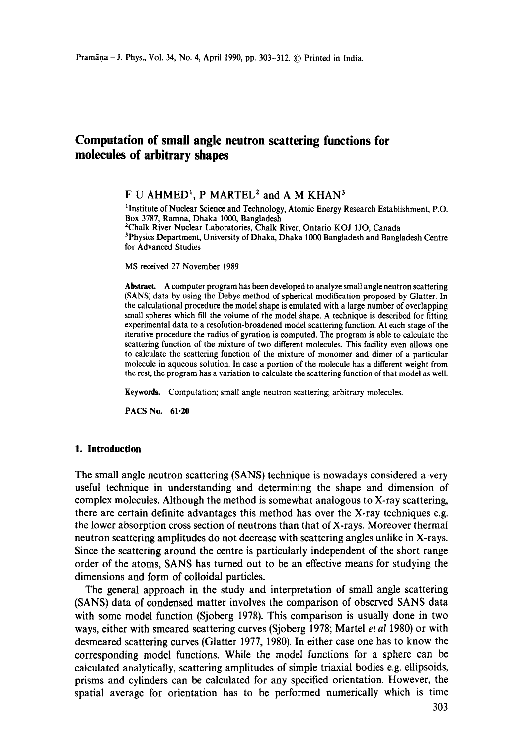# Computation of small angle neutron scattering functions for molecules of arbitrary shapes

F U AHMED[1], P MARTEL[2] and A M KHAN[3]

[1]Institute of Nuclear Science and Technology, Atomic Energy Research Establishment, P.O. Box 3787, Ramna, Dhaka 1000, Bangladesh

[2]Chalk River Nuclear Laboratories, Chalk River, Ontario KOJ 1JO, Canada

[3]Physics Department, University of Dhaka, Dhaka 1000 Bangladesh and Bangladesh Centre for Advanced Studies

MS received 27 November 1989

**Abstract.** A computer program has been developed to analyze small angle neutron scattering (SANS) data by using the Debye method of spherical modification proposed by Glatter. In the calculational procedure the model shape is emulated with a large number of overlapping small spheres which fill the volume of the model shape. A technique is described for fitting experimental data to a resolution-broadened model scattering function. At each stage of the iterative procedure the radius of gyration is computed. The program is able to calculate the scattering function of the mixture of two different molecules. This facility even allows one to calculate the scattering function of the mixture of monomer and dimer of a particular molecule in aqueous solution. In case a portion of the molecule has a different weight from the rest, the program has a variation to calculate the scattering function of that model as well.

**Keywords.** Computation; small angle neutron scattering; arbitrary molecules.

**PACS No.** 61·20

## 1. Introduction

The small angle neutron scattering (SANS) technique is nowadays considered a very useful technique in understanding and determining the shape and dimension of complex molecules. Although the method is somewhat analogous to X-ray scattering, there are certain definite advantages this method has over the X-ray techniques e.g. the lower absorption cross section of neutrons than that of X-rays. Moreover thermal neutron scattering amplitudes do not decrease with scattering angles unlike in X-rays. Since the scattering around the centre is particularly independent of the short range order of the atoms, SANS has turned out to be an effective means for studying the dimensions and form of colloidal particles.

The general approach in the study and interpretation of small angle scattering (SANS) data of condensed matter involves the comparison of observed SANS data with some model function (Sjoberg 1978). This comparison is usually done in two ways, either with smeared scattering curves (Sjoberg 1978; Martel *et al* 1980) or with desmeared scattering curves (Glatter 1977, 1980). In either case one has to know the corresponding model functions. While the model functions for a sphere can be calculated analytically, scattering amplitudes of simple triaxial bodies e.g. ellipsoids, prisms and cylinders can be calculated for any specified orientation. However, the spatial average for orientation has to be performed numerically which is time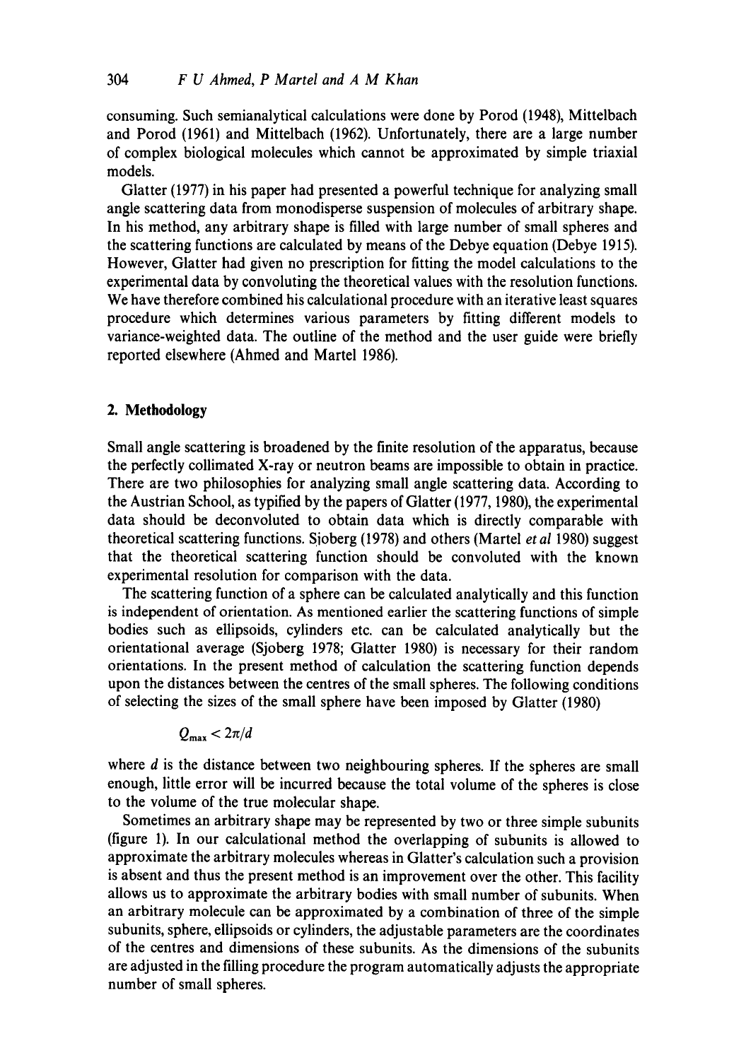consuming. Such semianalytical calculations were done by Porod (1948), Mittelbach and Porod (1961) and Mittelbach (1962). Unfortunately, there are a large number of complex biological molecules which cannot be approximated by simple triaxial models.

Glatter (1977) in his paper had presented a powerful technique for analyzing small angle scattering data from monodisperse suspension of molecules of arbitrary shape. In his method, any arbitrary shape is filled with large number of small spheres and the scattering functions are calculated by means of the Debye equation (Debye 1915). However, Glatter had given no prescription for fitting the model calculations to the experimental data by convoluting the theoretical values with the resolution functions. We have therefore combined his calculational procedure with an iterative least squares procedure which determines various parameters by fitting different models to variance-weighted data. The outline of the method and the user guide were briefly reported elsewhere (Ahmed and Martel 1986).

## 2. Methodology

Small angle scattering is broadened by the finite resolution of the apparatus, because the perfectly collimated X-ray or neutron beams are impossible to obtain in practice. There are two philosophies for analyzing small angle scattering data. According to the Austrian School, as typified by the papers of Glatter (1977, 1980), the experimental data should be deconvoluted to obtain data which is directly comparable with theoretical scattering functions. Sjoberg (1978) and others (Martel *et al* 1980) suggest that the theoretical scattering function should be convoluted with the known experimental resolution for comparison with the data.

The scattering function of a sphere can be calculated analytically and this function is independent of orientation. As mentioned earlier the scattering functions of simple bodies such as ellipsoids, cylinders etc. can be calculated analytically but the orientational average (Sjoberg 1978; Glatter 1980) is necessary for their random orientations. In the present method of calculation the scattering function depends upon the distances between the centres of the small spheres. The following conditions of selecting the sizes of the small sphere have been imposed by Glatter (1980)

$$Q_{\max} < 2\pi/d$$

where $d$ is the distance between two neighbouring spheres. If the spheres are small enough, little error will be incurred because the total volume of the spheres is close to the volume of the true molecular shape.

Sometimes an arbitrary shape may be represented by two or three simple subunits (figure 1). In our calculational method the overlapping of subunits is allowed to approximate the arbitrary molecules whereas in Glatter's calculation such a provision is absent and thus the present method is an improvement over the other. This facility allows us to approximate the arbitrary bodies with small number of subunits. When an arbitrary molecule can be approximated by a combination of three of the simple subunits, sphere, ellipsoids or cylinders, the adjustable parameters are the coordinates of the centres and dimensions of these subunits. As the dimensions of the subunits are adjusted in the filling procedure the program automatically adjusts the appropriate number of small spheres.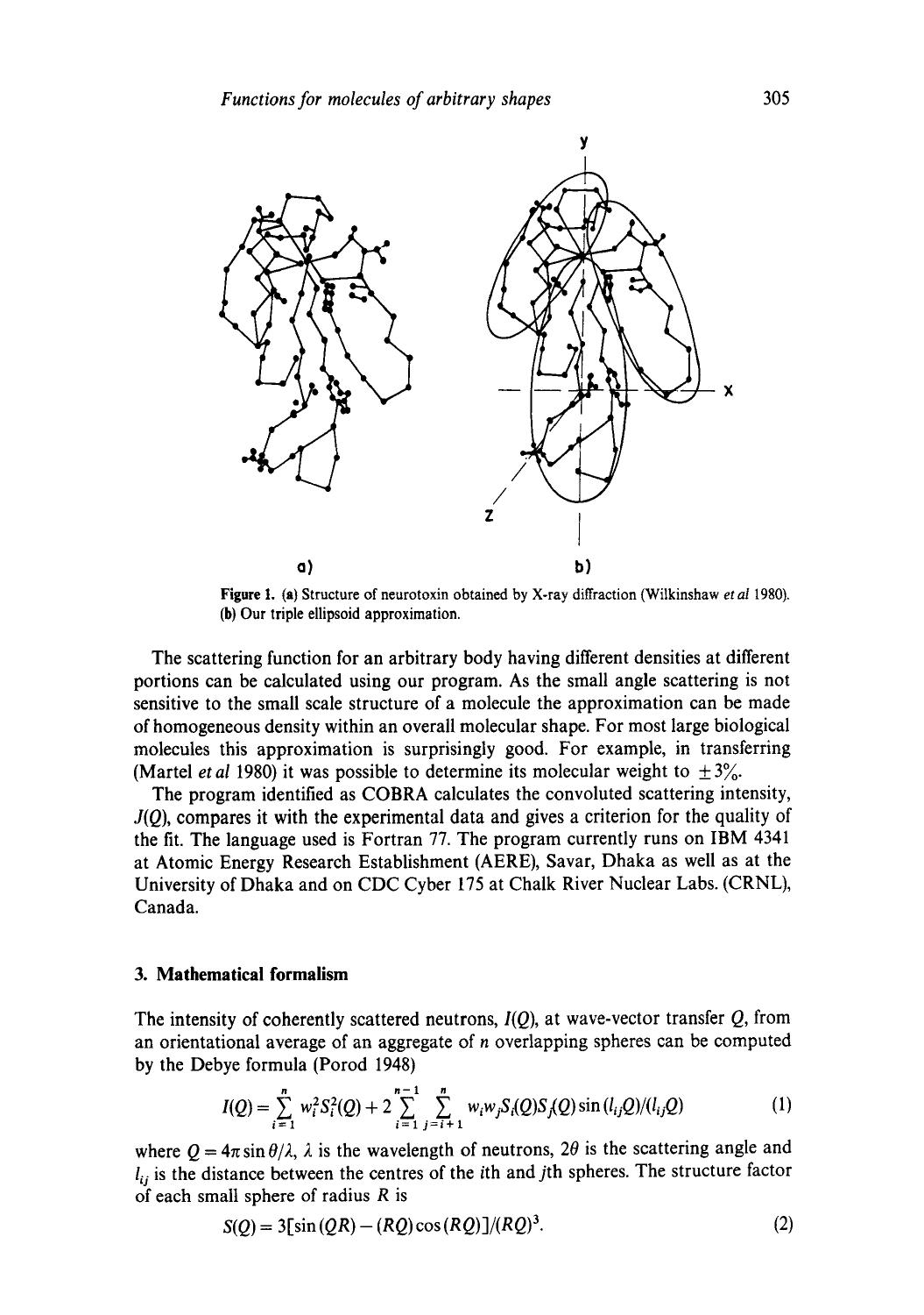Figure 1. (a) Structure of neurotoxin obtained by X-ray diffraction (Wilkinshaw *et al* 1980). (b) Our triple ellipsoid approximation.

The scattering function for an arbitrary body having different densities at different portions can be calculated using our program. As the small angle scattering is not sensitive to the small scale structure of a molecule the approximation can be made of homogeneous density within an overall molecular shape. For most large biological molecules this approximation is surprisingly good. For example, in transferring (Martel *et al* 1980) it was possible to determine its molecular weight to $\pm 3\%$.

The program identified as COBRA calculates the convoluted scattering intensity, $J(Q)$, compares it with the experimental data and gives a criterion for the quality of the fit. The language used is Fortran 77. The program currently runs on IBM 4341 at Atomic Energy Research Establishment (AERE), Savar, Dhaka as well as at the University of Dhaka and on CDC Cyber 175 at Chalk River Nuclear Labs. (CRNL), Canada.

## 3. Mathematical formalism

The intensity of coherently scattered neutrons, $I(Q)$, at wave-vector transfer $Q$, from an orientational average of an aggregate of $n$ overlapping spheres can be computed by the Debye formula (Porod 1948)

$$I(Q) = \sum_{i=1}^{n} w_i^2 S_i^2(Q) + 2 \sum_{i=1}^{n-1} \sum_{j=i+1}^{n} w_i w_j S_i(Q) S_j(Q) \sin(l_{ij}Q)/(l_{ij}Q) \tag{1}$$

where $Q = 4\pi \sin\theta/\lambda$, $\lambda$ is the wavelength of neutrons, $2\theta$ is the scattering angle and $l_{ij}$ is the distance between the centres of the $i$th and $j$th spheres. The structure factor of each small sphere of radius $R$ is

$$S(Q) = 3[\sin(QR) - (RQ)\cos(RQ)]/(RQ)^3. \tag{2}$$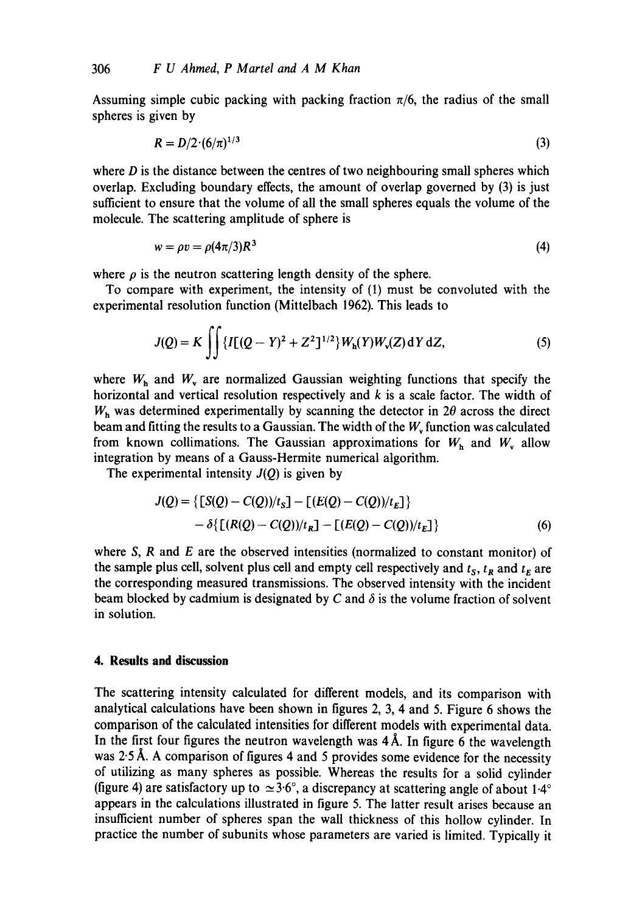Assuming simple cubic packing with packing fraction $\pi/6$, the radius of the small spheres is given by

$$R = D/2 \cdot (6/\pi)^{1/3} \tag{3}$$

where $D$ is the distance between the centres of two neighbouring small spheres which overlap. Excluding boundary effects, the amount of overlap governed by (3) is just sufficient to ensure that the volume of all the small spheres equals the volume of the molecule. The scattering amplitude of sphere is

$$w = \rho v = \rho(4\pi/3)R^3 \tag{4}$$

where $\rho$ is the neutron scattering length density of the sphere.

To compare with experiment, the intensity of (1) must be convoluted with the experimental resolution function (Mittelbach 1962). This leads to

$$J(Q) = K \iint \{I[(Q - Y)^2 + Z^2]^{1/2}\} W_h(Y) W_v(Z)\, dY\, dZ, \tag{5}$$

where $W_h$ and $W_v$ are normalized Gaussian weighting functions that specify the horizontal and vertical resolution respectively and $k$ is a scale factor. The width of $W_h$ was determined experimentally by scanning the detector in $2\theta$ across the direct beam and fitting the results to a Gaussian. The width of the $W_v$ function was calculated from known collimations. The Gaussian approximations for $W_h$ and $W_v$ allow integration by means of a Gauss-Hermite numerical algorithm.

The experimental intensity $J(Q)$ is given by

$$\begin{aligned} J(Q) = \{[S(Q) - C(Q))/t_S] - [(E(Q) - C(Q))/t_E]\} \\ - \delta\{[(R(Q) - C(Q))/t_R] - [(E(Q) - C(Q))/t_E]\} \end{aligned} \tag{6}$$

where $S$, $R$ and $E$ are the observed intensities (normalized to constant monitor) of the sample plus cell, solvent plus cell and empty cell respectively and $t_S$, $t_R$ and $t_E$ are the corresponding measured transmissions. The observed intensity with the incident beam blocked by cadmium is designated by $C$ and $\delta$ is the volume fraction of solvent in solution.

## 4. Results and discussion

The scattering intensity calculated for different models, and its comparison with analytical calculations have been shown in figures 2, 3, 4 and 5. Figure 6 shows the comparison of the calculated intensities for different models with experimental data. In the first four figures the neutron wavelength was 4 Å. In figure 6 the wavelength was 2·5 Å. A comparison of figures 4 and 5 provides some evidence for the necessity of utilizing as many spheres as possible. Whereas the results for a solid cylinder (figure 4) are satisfactory up to $\simeq 3{\cdot}6°$, a discrepancy at scattering angle of about 1·4° appears in the calculations illustrated in figure 5. The latter result arises because an insufficient number of spheres span the wall thickness of this hollow cylinder. In practice the number of subunits whose parameters are varied is limited. Typically it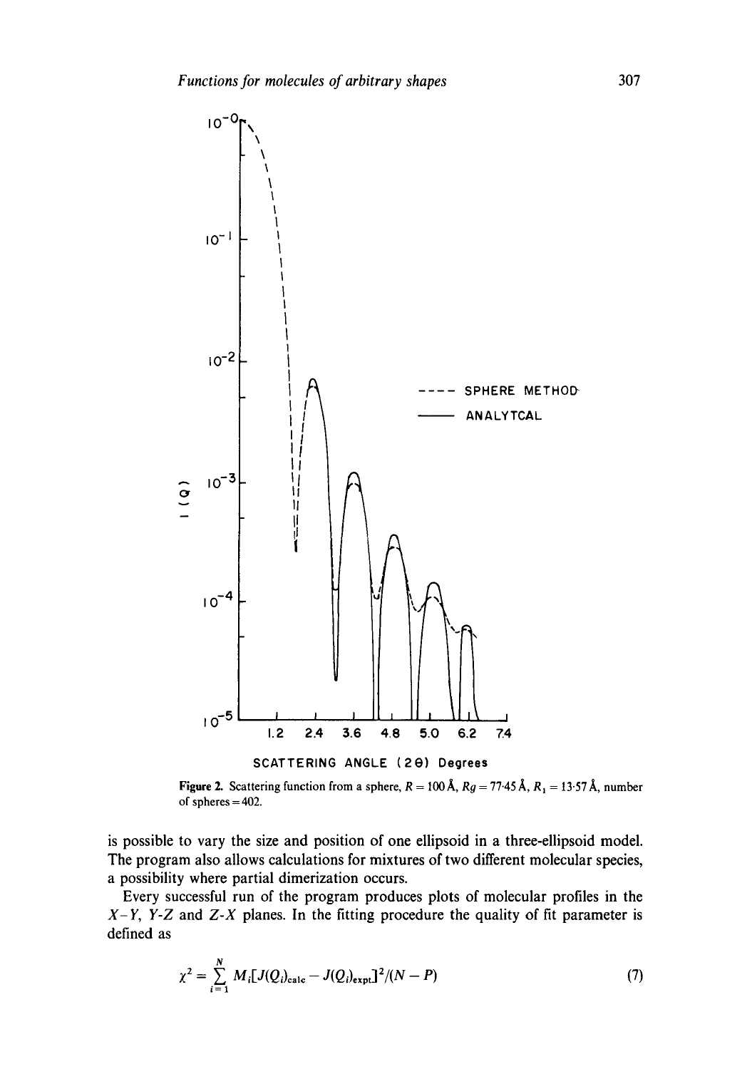Figure 2. Scattering function from a sphere, $R = 100$ Å, $Rg = 77{\cdot}45$ Å, $R_1 = 13{\cdot}57$ Å, number of spheres = 402.

is possible to vary the size and position of one ellipsoid in a three-ellipsoid model. The program also allows calculations for mixtures of two different molecular species, a possibility where partial dimerization occurs.

Every successful run of the program produces plots of molecular profiles in the $X$–$Y$, $Y$-$Z$ and $Z$-$X$ planes. In the fitting procedure the quality of fit parameter is defined as

$$\chi^2 = \sum_{i=1}^{N} M_i[J(Q_i)_{\text{calc}} - J(Q_i)_{\text{expt}}]^2/(N - P) \tag{7}$$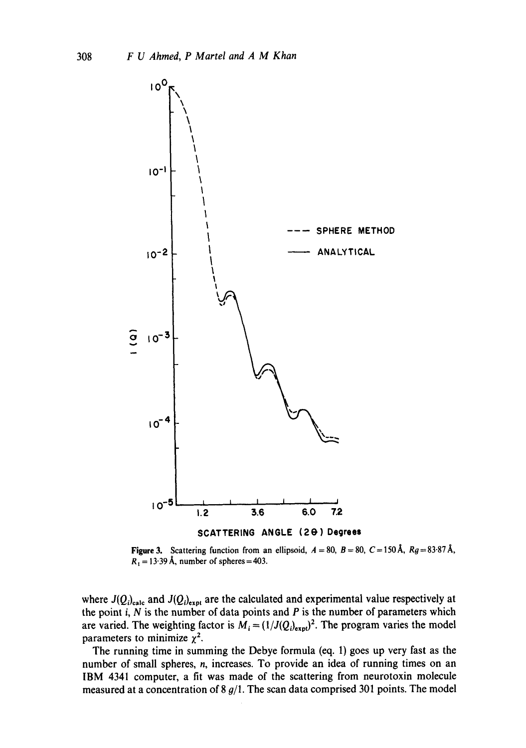Figure 3. Scattering function from an ellipsoid, $A = 80$, $B = 80$, $C = 150$ Å, $Rg = 83{\cdot}87$ Å, $R_1 = 13{\cdot}39$ Å, number of spheres = 403.

where $J(Q_i)_{\text{calc}}$ and $J(Q_i)_{\text{expt}}$ are the calculated and experimental value respectively at the point $i$, $N$ is the number of data points and $P$ is the number of parameters which are varied. The weighting factor is $M_i = (1/J(Q_i)_{\text{expt}})^2$. The program varies the model parameters to minimize $\chi^2$.

The running time in summing the Debye formula (eq. 1) goes up very fast as the number of small spheres, $n$, increases. To provide an idea of running times on an IBM 4341 computer, a fit was made of the scattering from neurotoxin molecule measured at a concentration of 8 $g/1$. The scan data comprised 301 points. The model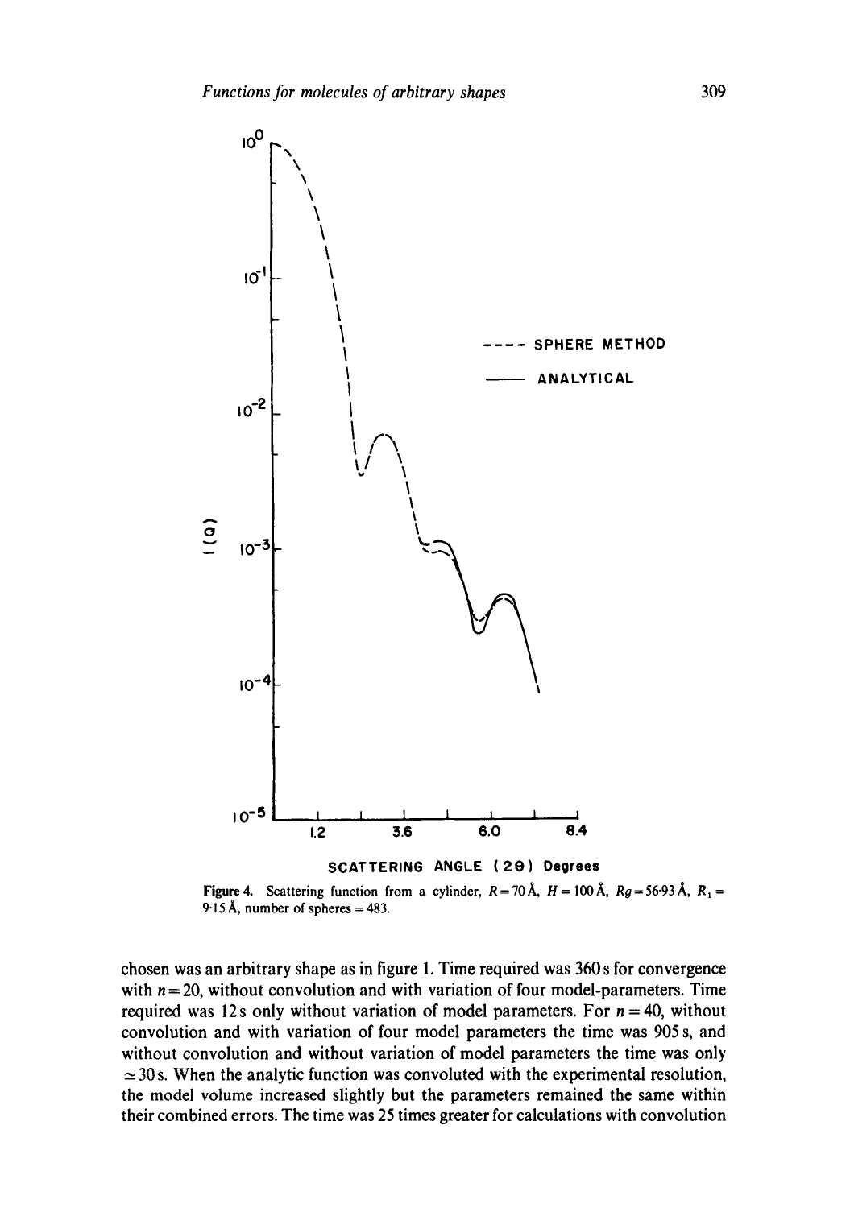Figure 4. Scattering function from a cylinder, $R = 70$ Å, $H = 100$ Å, $Rg = 56{\cdot}93$ Å, $R_1 = 9{\cdot}15$ Å, number of spheres $= 483$.

chosen was an arbitrary shape as in figure 1. Time required was 360 s for convergence with $n = 20$, without convolution and with variation of four model-parameters. Time required was 12 s only without variation of model parameters. For $n = 40$, without convolution and with variation of four model parameters the time was 905 s, and without convolution and without variation of model parameters the time was only $\simeq 30$ s. When the analytic function was convoluted with the experimental resolution, the model volume increased slightly but the parameters remained the same within their combined errors. The time was 25 times greater for calculations with convolution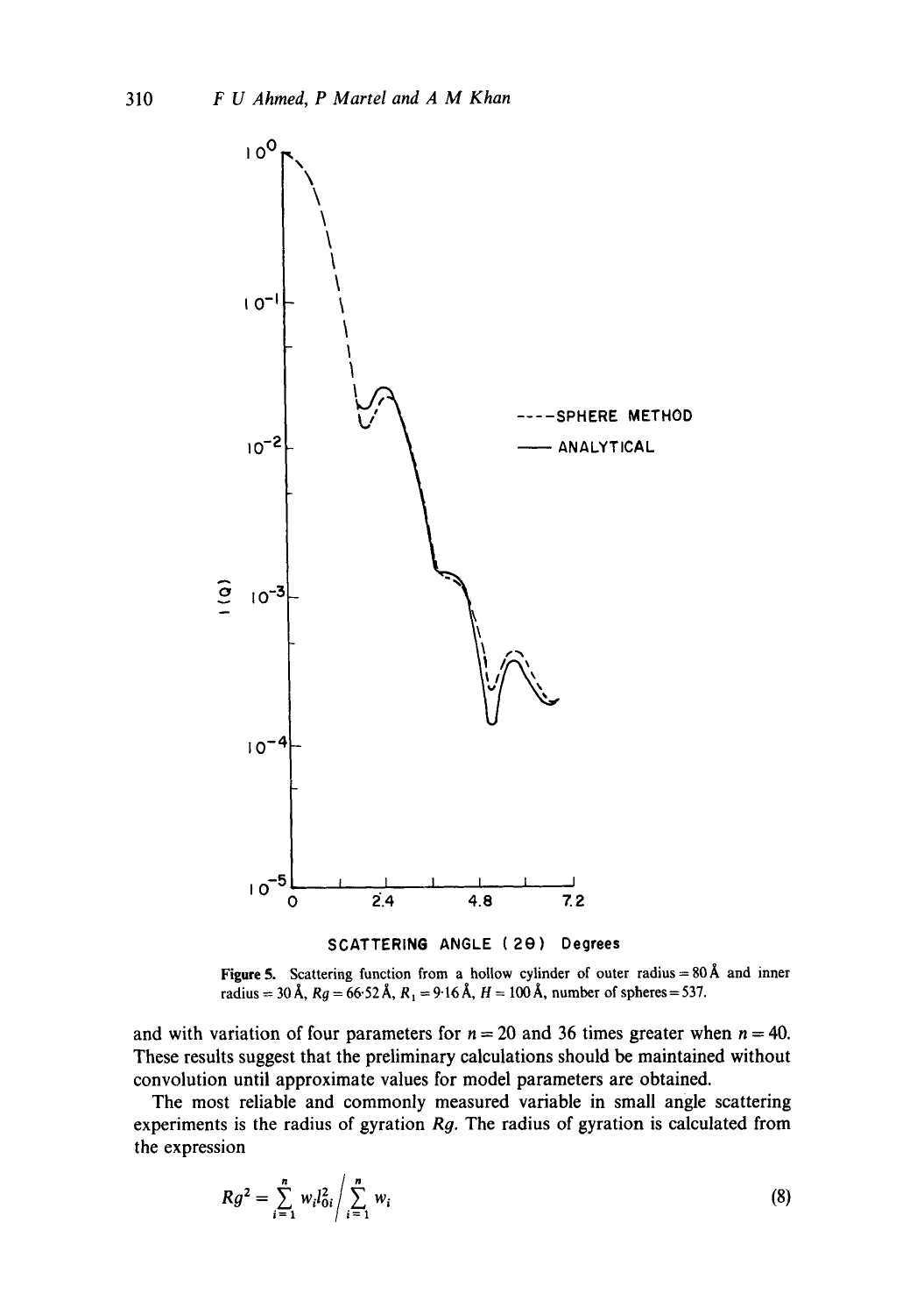**Figure 5.** Scattering function from a hollow cylinder of outer radius = 80 Å and inner radius = 30 Å, $Rg = 66{\cdot}52$ Å, $R_1 = 9{\cdot}16$ Å, $H = 100$ Å, number of spheres = 537.

and with variation of four parameters for $n = 20$ and 36 times greater when $n = 40$. These results suggest that the preliminary calculations should be maintained without convolution until approximate values for model parameters are obtained.

The most reliable and commonly measured variable in small angle scattering experiments is the radius of gyration $Rg$. The radius of gyration is calculated from the expression

$$Rg^2 = \sum_{i=1}^{n} w_i l_{0i}^2 \bigg/ \sum_{i=1}^{n} w_i \tag{8}$$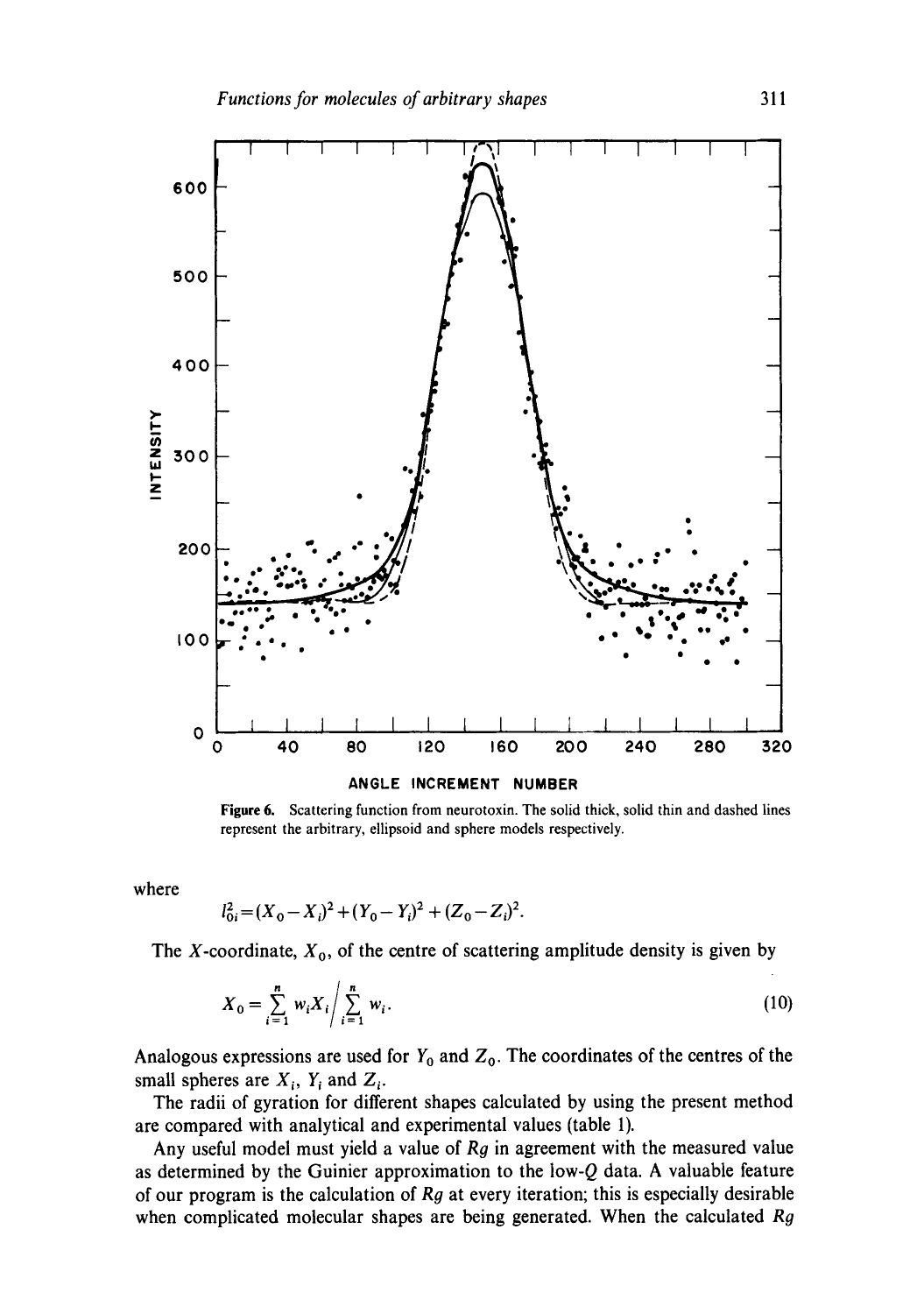Figure 6. Scattering function from neurotoxin. The solid thick, solid thin and dashed lines represent the arbitrary, ellipsoid and sphere models respectively.

where

$$l_{0i}^2 = (X_0 - X_i)^2 + (Y_0 - Y_i)^2 + (Z_0 - Z_i)^2.$$

The $X$-coordinate, $X_0$, of the centre of scattering amplitude density is given by

$$X_0 = \sum_{i=1}^{n} w_i X_i \bigg/ \sum_{i=1}^{n} w_i. \tag{10}$$

Analogous expressions are used for $Y_0$ and $Z_0$. The coordinates of the centres of the small spheres are $X_i$, $Y_i$ and $Z_i$.

The radii of gyration for different shapes calculated by using the present method are compared with analytical and experimental values (table 1).

Any useful model must yield a value of $Rg$ in agreement with the measured value as determined by the Guinier approximation to the low-$Q$ data. A valuable feature of our program is the calculation of $Rg$ at every iteration; this is especially desirable when complicated molecular shapes are being generated. When the calculated $Rg$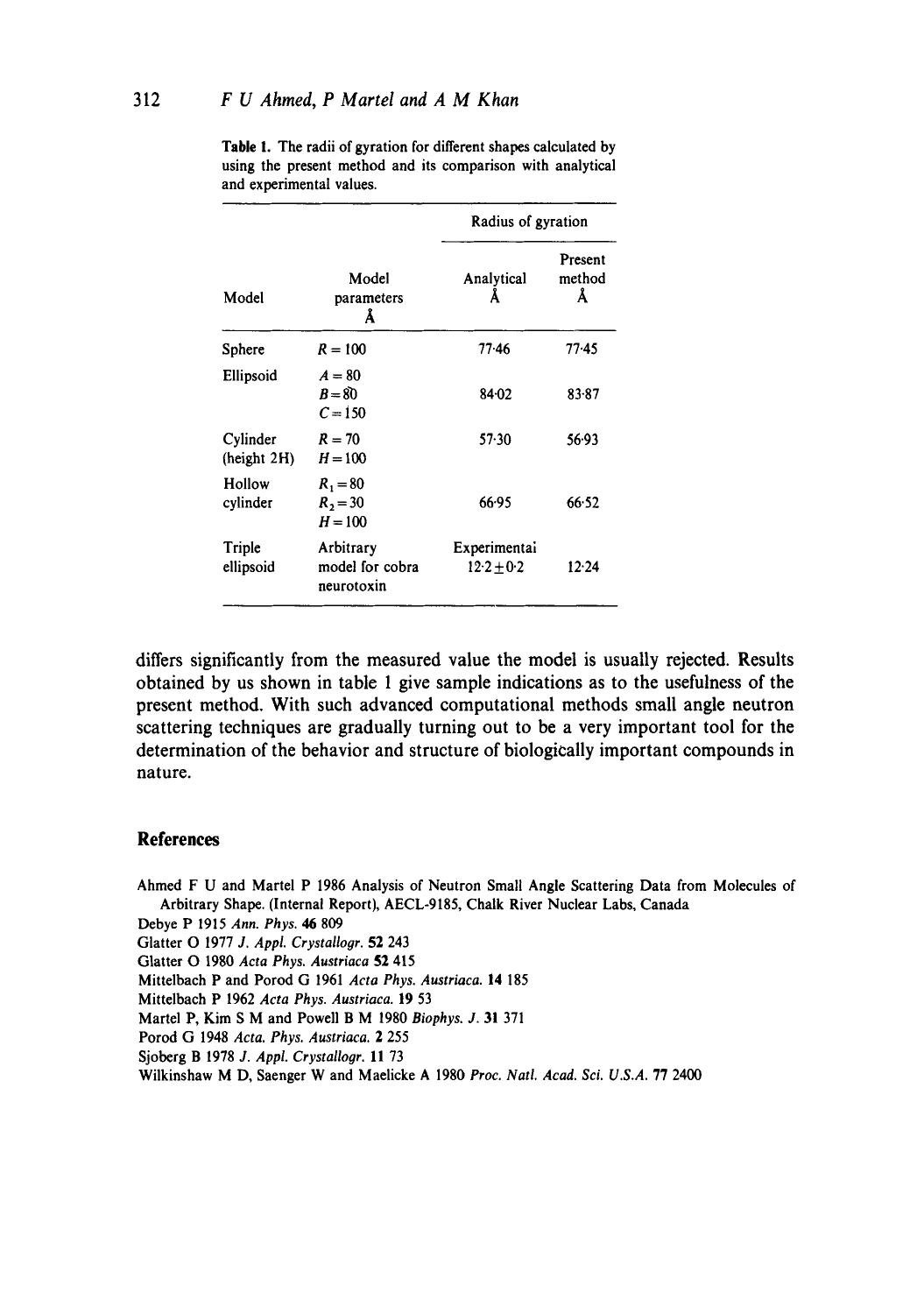**Table 1.** The radii of gyration for different shapes calculated by using the present method and its comparison with analytical and experimental values.

| Model | Model parameters Å | Radius of gyration | |
|---|---|---|---|
| | | Analytical Å | Present method Å |
| Sphere | $R = 100$ | 77·46 | 77·45 |
| Ellipsoid | $A = 80$ $B = 80$ $C = 150$ | 84·02 | 83·87 |
| Cylinder (height 2H) | $R = 70$ $H = 100$ | 57·30 | 56·93 |
| Hollow cylinder | $R_1 = 80$ $R_2 = 30$ $H = 100$ | 66·95 | 66·52 |
| Triple ellipsoid | Arbitrary model for cobra neurotoxin | Experimental $12{\cdot}2 \pm 0{\cdot}2$ | 12·24 |

differs significantly from the measured value the model is usually rejected. Results obtained by us shown in table 1 give sample indications as to the usefulness of the present method. With such advanced computational methods small angle neutron scattering techniques are gradually turning out to be a very important tool for the determination of the behavior and structure of biologically important compounds in nature.

## References

Ahmed F U and Martel P 1986 Analysis of Neutron Small Angle Scattering Data from Molecules of Arbitrary Shape. (Internal Report), AECL-9185, Chalk River Nuclear Labs, Canada

Debye P 1915 *Ann. Phys.* **46** 809

Glatter O 1977 *J. Appl. Crystallogr.* **52** 243

Glatter O 1980 *Acta Phys. Austriaca* **52** 415

Mittelbach P and Porod G 1961 *Acta Phys. Austriaca.* **14** 185

Mittelbach P 1962 *Acta Phys. Austriaca.* **19** 53

Martel P, Kim S M and Powell B M 1980 *Biophys. J.* **31** 371

Porod G 1948 *Acta. Phys. Austriaca.* **2** 255

Sjoberg B 1978 *J. Appl. Crystallogr.* **11** 73

Wilkinshaw M D, Saenger W and Maelicke A 1980 *Proc. Natl. Acad. Sci. U.S.A.* **77** 2400